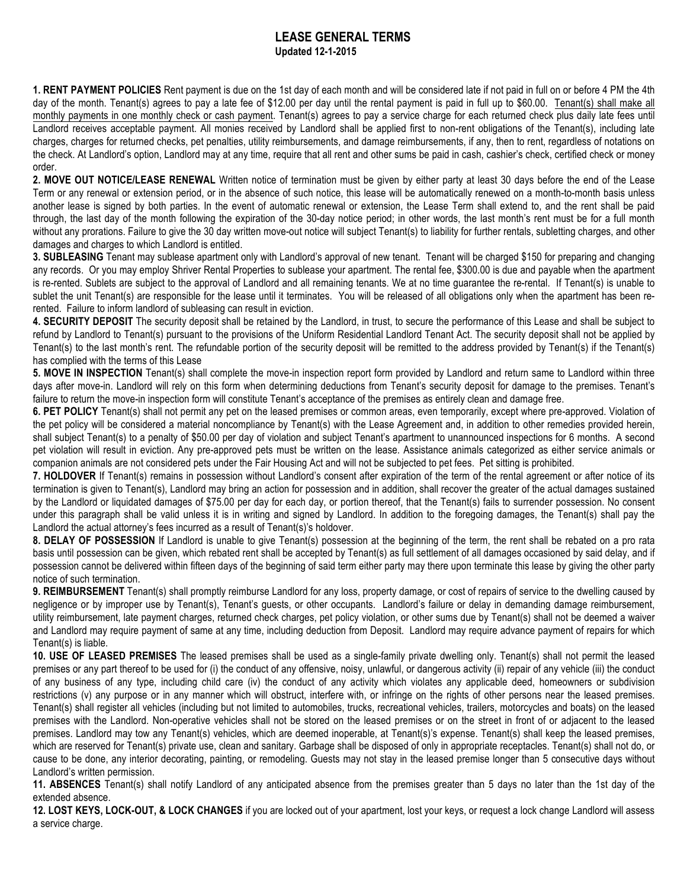# LEASE GENERAL TERMS

**Updated 12-1-2015**

**1. RENT PAYMENT POLICIES** Rent payment is due on the 1st day of each month and will be considered late if not paid in full on or before 4 PM the 4th day of the month. Tenant(s) agrees to pay a late fee of $12.00 per day until the rental payment is paid in full up to $60.00. Tenant(s) shall make all monthly payments in one monthly check or cash payment. Tenant(s) agrees to pay a service charge for each returned check plus daily late fees until Landlord receives acceptable payment. All monies received by Landlord shall be applied first to non-rent obligations of the Tenant(s), including late charges, charges for returned checks, pet penalties, utility reimbursements, and damage reimbursements, if any, then to rent, regardless of notations on the check. At Landlord's option, Landlord may at any time, require that all rent and other sums be paid in cash, cashier's check, certified check or money order.

**2. MOVE OUT NOTICE/LEASE RENEWAL** Written notice of termination must be given by either party at least 30 days before the end of the Lease Term or any renewal or extension period, or in the absence of such notice, this lease will be automatically renewed on a month-to-month basis unless another lease is signed by both parties. In the event of automatic renewal or extension, the Lease Term shall extend to, and the rent shall be paid through, the last day of the month following the expiration of the 30-day notice period; in other words, the last month's rent must be for a full month without any prorations. Failure to give the 30 day written move-out notice will subject Tenant(s) to liability for further rentals, subletting charges, and other damages and charges to which Landlord is entitled.

**3. SUBLEASING** Tenant may sublease apartment only with Landlord's approval of new tenant. Tenant will be charged $150 for preparing and changing any records. Or you may employ Shriver Rental Properties to sublease your apartment. The rental fee, $300.00 is due and payable when the apartment is re-rented. Sublets are subject to the approval of Landlord and all remaining tenants. We at no time guarantee the re-rental. If Tenant(s) is unable to sublet the unit Tenant(s) are responsible for the lease until it terminates. You will be released of all obligations only when the apartment has been re-rented. Failure to inform landlord of subleasing can result in eviction.

**4. SECURITY DEPOSIT** The security deposit shall be retained by the Landlord, in trust, to secure the performance of this Lease and shall be subject to refund by Landlord to Tenant(s) pursuant to the provisions of the Uniform Residential Landlord Tenant Act. The security deposit shall not be applied by Tenant(s) to the last month's rent. The refundable portion of the security deposit will be remitted to the address provided by Tenant(s) if the Tenant(s) has complied with the terms of this Lease

**5. MOVE IN INSPECTION** Tenant(s) shall complete the move-in inspection report form provided by Landlord and return same to Landlord within three days after move-in. Landlord will rely on this form when determining deductions from Tenant's security deposit for damage to the premises. Tenant's failure to return the move-in inspection form will constitute Tenant's acceptance of the premises as entirely clean and damage free.

**6. PET POLICY** Tenant(s) shall not permit any pet on the leased premises or common areas, even temporarily, except where pre-approved. Violation of the pet policy will be considered a material noncompliance by Tenant(s) with the Lease Agreement and, in addition to other remedies provided herein, shall subject Tenant(s) to a penalty of $50.00 per day of violation and subject Tenant's apartment to unannounced inspections for 6 months. A second pet violation will result in eviction. Any pre-approved pets must be written on the lease. Assistance animals categorized as either service animals or companion animals are not considered pets under the Fair Housing Act and will not be subjected to pet fees. Pet sitting is prohibited.

**7. HOLDOVER** If Tenant(s) remains in possession without Landlord's consent after expiration of the term of the rental agreement or after notice of its termination is given to Tenant(s), Landlord may bring an action for possession and in addition, shall recover the greater of the actual damages sustained by the Landlord or liquidated damages of $75.00 per day for each day, or portion thereof, that the Tenant(s) fails to surrender possession. No consent under this paragraph shall be valid unless it is in writing and signed by Landlord. In addition to the foregoing damages, the Tenant(s) shall pay the Landlord the actual attorney's fees incurred as a result of Tenant(s)'s holdover.

**8. DELAY OF POSSESSION** If Landlord is unable to give Tenant(s) possession at the beginning of the term, the rent shall be rebated on a pro rata basis until possession can be given, which rebated rent shall be accepted by Tenant(s) as full settlement of all damages occasioned by said delay, and if possession cannot be delivered within fifteen days of the beginning of said term either party may there upon terminate this lease by giving the other party notice of such termination.

**9. REIMBURSEMENT** Tenant(s) shall promptly reimburse Landlord for any loss, property damage, or cost of repairs of service to the dwelling caused by negligence or by improper use by Tenant(s), Tenant's guests, or other occupants. Landlord's failure or delay in demanding damage reimbursement, utility reimbursement, late payment charges, returned check charges, pet policy violation, or other sums due by Tenant(s) shall not be deemed a waiver and Landlord may require payment of same at any time, including deduction from Deposit. Landlord may require advance payment of repairs for which Tenant(s) is liable.

**10. USE OF LEASED PREMISES** The leased premises shall be used as a single-family private dwelling only. Tenant(s) shall not permit the leased premises or any part thereof to be used for (i) the conduct of any offensive, noisy, unlawful, or dangerous activity (ii) repair of any vehicle (iii) the conduct of any business of any type, including child care (iv) the conduct of any activity which violates any applicable deed, homeowners or subdivision restrictions (v) any purpose or in any manner which will obstruct, interfere with, or infringe on the rights of other persons near the leased premises. Tenant(s) shall register all vehicles (including but not limited to automobiles, trucks, recreational vehicles, trailers, motorcycles and boats) on the leased premises with the Landlord. Non-operative vehicles shall not be stored on the leased premises or on the street in front of or adjacent to the leased premises. Landlord may tow any Tenant(s) vehicles, which are deemed inoperable, at Tenant(s)'s expense. Tenant(s) shall keep the leased premises, which are reserved for Tenant(s) private use, clean and sanitary. Garbage shall be disposed of only in appropriate receptacles. Tenant(s) shall not do, or cause to be done, any interior decorating, painting, or remodeling. Guests may not stay in the leased premise longer than 5 consecutive days without Landlord's written permission.

**11. ABSENCES** Tenant(s) shall notify Landlord of any anticipated absence from the premises greater than 5 days no later than the 1st day of the extended absence.

**12. LOST KEYS, LOCK-OUT, & LOCK CHANGES** if you are locked out of your apartment, lost your keys, or request a lock change Landlord will assess a service charge.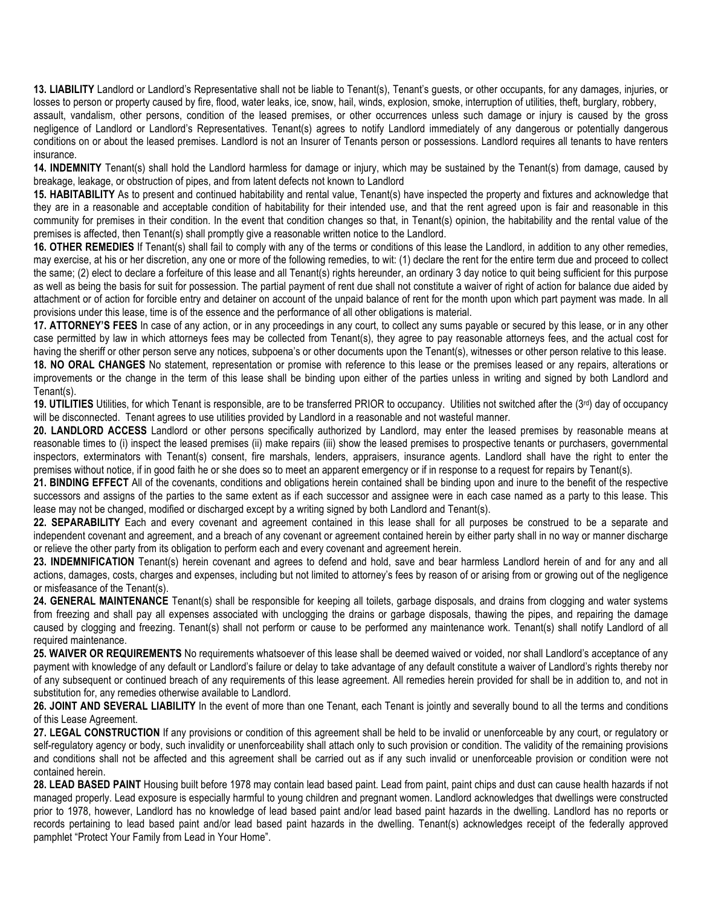**13. LIABILITY** Landlord or Landlord's Representative shall not be liable to Tenant(s), Tenant's guests, or other occupants, for any damages, injuries, or losses to person or property caused by fire, flood, water leaks, ice, snow, hail, winds, explosion, smoke, interruption of utilities, theft, burglary, robbery, assault, vandalism, other persons, condition of the leased premises, or other occurrences unless such damage or injury is caused by the gross negligence of Landlord or Landlord's Representatives. Tenant(s) agrees to notify Landlord immediately of any dangerous or potentially dangerous conditions on or about the leased premises. Landlord is not an Insurer of Tenants person or possessions. Landlord requires all tenants to have renters insurance.

**14. INDEMNITY** Tenant(s) shall hold the Landlord harmless for damage or injury, which may be sustained by the Tenant(s) from damage, caused by breakage, leakage, or obstruction of pipes, and from latent defects not known to Landlord

**15. HABITABILITY** As to present and continued habitability and rental value, Tenant(s) have inspected the property and fixtures and acknowledge that they are in a reasonable and acceptable condition of habitability for their intended use, and that the rent agreed upon is fair and reasonable in this community for premises in their condition. In the event that condition changes so that, in Tenant(s) opinion, the habitability and the rental value of the premises is affected, then Tenant(s) shall promptly give a reasonable written notice to the Landlord.

**16. OTHER REMEDIES** If Tenant(s) shall fail to comply with any of the terms or conditions of this lease the Landlord, in addition to any other remedies, may exercise, at his or her discretion, any one or more of the following remedies, to wit: (1) declare the rent for the entire term due and proceed to collect the same; (2) elect to declare a forfeiture of this lease and all Tenant(s) rights hereunder, an ordinary 3 day notice to quit being sufficient for this purpose as well as being the basis for suit for possession. The partial payment of rent due shall not constitute a waiver of right of action for balance due aided by attachment or of action for forcible entry and detainer on account of the unpaid balance of rent for the month upon which part payment was made. In all provisions under this lease, time is of the essence and the performance of all other obligations is material.

**17. ATTORNEY'S FEES** In case of any action, or in any proceedings in any court, to collect any sums payable or secured by this lease, or in any other case permitted by law in which attorneys fees may be collected from Tenant(s), they agree to pay reasonable attorneys fees, and the actual cost for having the sheriff or other person serve any notices, subpoena's or other documents upon the Tenant(s), witnesses or other person relative to this lease.

**18. NO ORAL CHANGES** No statement, representation or promise with reference to this lease or the premises leased or any repairs, alterations or improvements or the change in the term of this lease shall be binding upon either of the parties unless in writing and signed by both Landlord and Tenant(s).

**19. UTILITIES** Utilities, for which Tenant is responsible, are to be transferred PRIOR to occupancy. Utilities not switched after the (3rd) day of occupancy will be disconnected. Tenant agrees to use utilities provided by Landlord in a reasonable and not wasteful manner.

**20. LANDLORD ACCESS** Landlord or other persons specifically authorized by Landlord, may enter the leased premises by reasonable means at reasonable times to (i) inspect the leased premises (ii) make repairs (iii) show the leased premises to prospective tenants or purchasers, governmental inspectors, exterminators with Tenant(s) consent, fire marshals, lenders, appraisers, insurance agents. Landlord shall have the right to enter the premises without notice, if in good faith he or she does so to meet an apparent emergency or if in response to a request for repairs by Tenant(s).

**21. BINDING EFFECT** All of the covenants, conditions and obligations herein contained shall be binding upon and inure to the benefit of the respective successors and assigns of the parties to the same extent as if each successor and assignee were in each case named as a party to this lease. This lease may not be changed, modified or discharged except by a writing signed by both Landlord and Tenant(s).

**22. SEPARABILITY** Each and every covenant and agreement contained in this lease shall for all purposes be construed to be a separate and independent covenant and agreement, and a breach of any covenant or agreement contained herein by either party shall in no way or manner discharge or relieve the other party from its obligation to perform each and every covenant and agreement herein.

**23. INDEMNIFICATION** Tenant(s) herein covenant and agrees to defend and hold, save and bear harmless Landlord herein of and for any and all actions, damages, costs, charges and expenses, including but not limited to attorney's fees by reason of or arising from or growing out of the negligence or misfeasance of the Tenant(s).

**24. GENERAL MAINTENANCE** Tenant(s) shall be responsible for keeping all toilets, garbage disposals, and drains from clogging and water systems from freezing and shall pay all expenses associated with unclogging the drains or garbage disposals, thawing the pipes, and repairing the damage caused by clogging and freezing. Tenant(s) shall not perform or cause to be performed any maintenance work. Tenant(s) shall notify Landlord of all required maintenance.

**25. WAIVER OR REQUIREMENTS** No requirements whatsoever of this lease shall be deemed waived or voided, nor shall Landlord's acceptance of any payment with knowledge of any default or Landlord's failure or delay to take advantage of any default constitute a waiver of Landlord's rights thereby nor of any subsequent or continued breach of any requirements of this lease agreement. All remedies herein provided for shall be in addition to, and not in substitution for, any remedies otherwise available to Landlord.

**26. JOINT AND SEVERAL LIABILITY** In the event of more than one Tenant, each Tenant is jointly and severally bound to all the terms and conditions of this Lease Agreement.

**27. LEGAL CONSTRUCTION** If any provisions or condition of this agreement shall be held to be invalid or unenforceable by any court, or regulatory or self-regulatory agency or body, such invalidity or unenforceability shall attach only to such provision or condition. The validity of the remaining provisions and conditions shall not be affected and this agreement shall be carried out as if any such invalid or unenforceable provision or condition were not contained herein.

**28. LEAD BASED PAINT** Housing built before 1978 may contain lead based paint. Lead from paint, paint chips and dust can cause health hazards if not managed properly. Lead exposure is especially harmful to young children and pregnant women. Landlord acknowledges that dwellings were constructed prior to 1978, however, Landlord has no knowledge of lead based paint and/or lead based paint hazards in the dwelling. Landlord has no reports or records pertaining to lead based paint and/or lead based paint hazards in the dwelling. Tenant(s) acknowledges receipt of the federally approved pamphlet "Protect Your Family from Lead in Your Home".